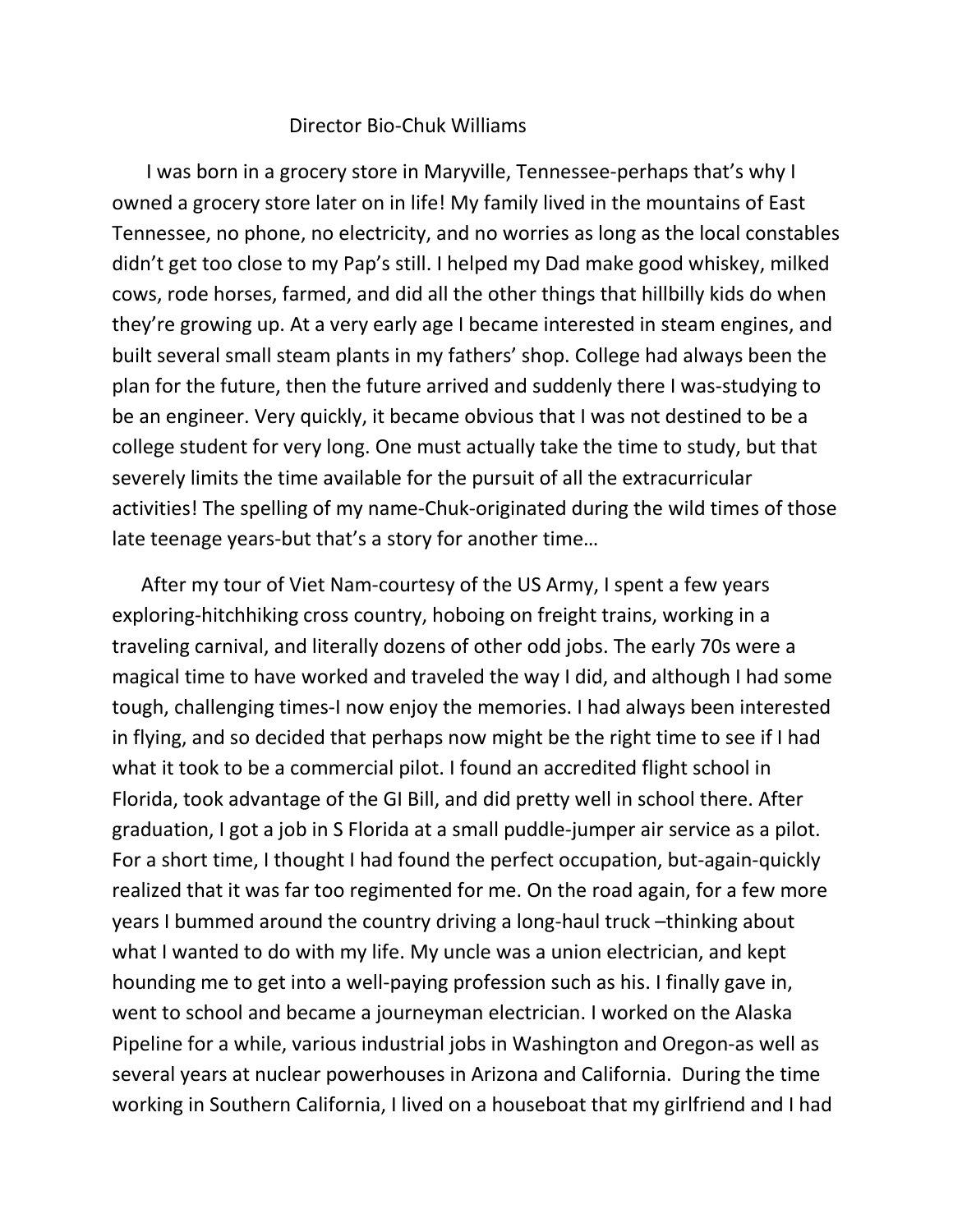# Director Bio-Chuk Williams

I was born in a grocery store in Maryville, Tennessee-perhaps that's why I owned a grocery store later on in life! My family lived in the mountains of East Tennessee, no phone, no electricity, and no worries as long as the local constables didn't get too close to my Pap's still. I helped my Dad make good whiskey, milked cows, rode horses, farmed, and did all the other things that hillbilly kids do when they're growing up. At a very early age I became interested in steam engines, and built several small steam plants in my fathers' shop. College had always been the plan for the future, then the future arrived and suddenly there I was-studying to be an engineer. Very quickly, it became obvious that I was not destined to be a college student for very long. One must actually take the time to study, but that severely limits the time available for the pursuit of all the extracurricular activities! The spelling of my name-Chuk-originated during the wild times of those late teenage years-but that's a story for another time…

After my tour of Viet Nam-courtesy of the US Army, I spent a few years exploring-hitchhiking cross country, hoboing on freight trains, working in a traveling carnival, and literally dozens of other odd jobs. The early 70s were a magical time to have worked and traveled the way I did, and although I had some tough, challenging times-I now enjoy the memories. I had always been interested in flying, and so decided that perhaps now might be the right time to see if I had what it took to be a commercial pilot. I found an accredited flight school in Florida, took advantage of the GI Bill, and did pretty well in school there. After graduation, I got a job in S Florida at a small puddle-jumper air service as a pilot. For a short time, I thought I had found the perfect occupation, but-again-quickly realized that it was far too regimented for me. On the road again, for a few more years I bummed around the country driving a long-haul truck –thinking about what I wanted to do with my life. My uncle was a union electrician, and kept hounding me to get into a well-paying profession such as his. I finally gave in, went to school and became a journeyman electrician. I worked on the Alaska Pipeline for a while, various industrial jobs in Washington and Oregon-as well as several years at nuclear powerhouses in Arizona and California. During the time working in Southern California, I lived on a houseboat that my girlfriend and I had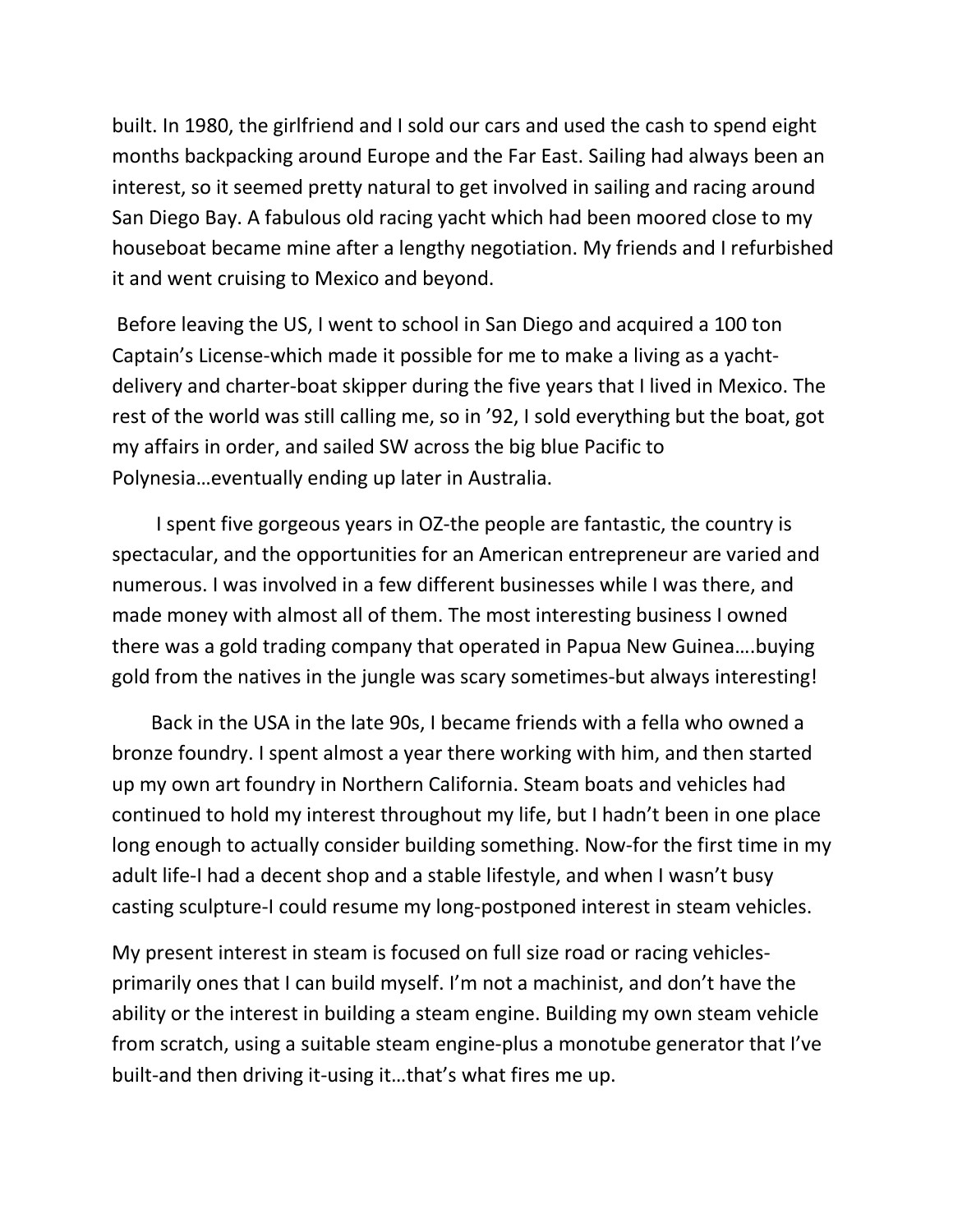built. In 1980, the girlfriend and I sold our cars and used the cash to spend eight months backpacking around Europe and the Far East. Sailing had always been an interest, so it seemed pretty natural to get involved in sailing and racing around San Diego Bay. A fabulous old racing yacht which had been moored close to my houseboat became mine after a lengthy negotiation. My friends and I refurbished it and went cruising to Mexico and beyond.

Before leaving the US, I went to school in San Diego and acquired a 100 ton Captain's License-which made it possible for me to make a living as a yacht-delivery and charter-boat skipper during the five years that I lived in Mexico. The rest of the world was still calling me, so in '92, I sold everything but the boat, got my affairs in order, and sailed SW across the big blue Pacific to Polynesia…eventually ending up later in Australia.

I spent five gorgeous years in OZ-the people are fantastic, the country is spectacular, and the opportunities for an American entrepreneur are varied and numerous. I was involved in a few different businesses while I was there, and made money with almost all of them. The most interesting business I owned there was a gold trading company that operated in Papua New Guinea….buying gold from the natives in the jungle was scary sometimes-but always interesting!

Back in the USA in the late 90s, I became friends with a fella who owned a bronze foundry. I spent almost a year there working with him, and then started up my own art foundry in Northern California. Steam boats and vehicles had continued to hold my interest throughout my life, but I hadn't been in one place long enough to actually consider building something. Now-for the first time in my adult life-I had a decent shop and a stable lifestyle, and when I wasn't busy casting sculpture-I could resume my long-postponed interest in steam vehicles.

My present interest in steam is focused on full size road or racing vehicles-primarily ones that I can build myself. I'm not a machinist, and don't have the ability or the interest in building a steam engine. Building my own steam vehicle from scratch, using a suitable steam engine-plus a monotube generator that I've built-and then driving it-using it…that's what fires me up.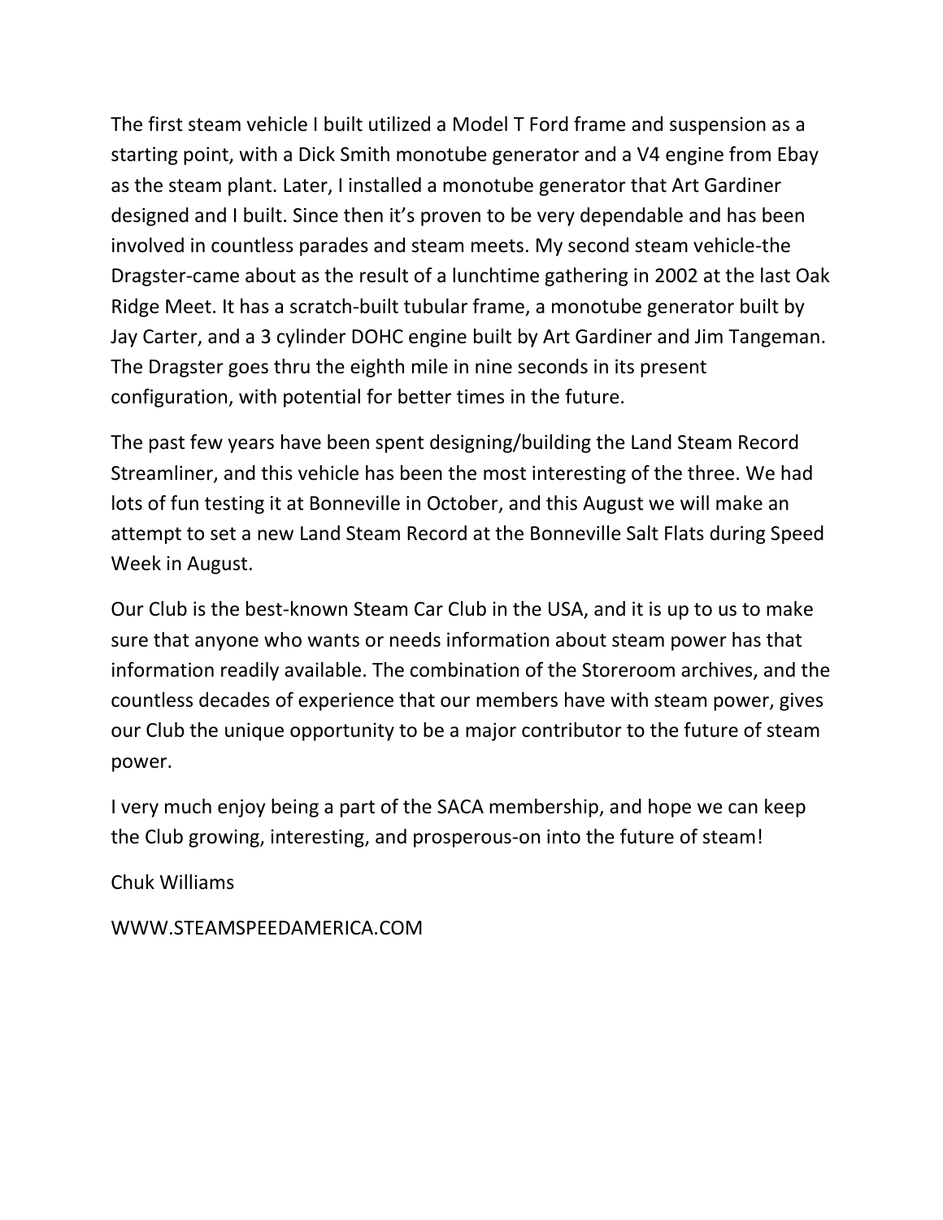The first steam vehicle I built utilized a Model T Ford frame and suspension as a starting point, with a Dick Smith monotube generator and a V4 engine from Ebay as the steam plant. Later, I installed a monotube generator that Art Gardiner designed and I built. Since then it's proven to be very dependable and has been involved in countless parades and steam meets. My second steam vehicle-the Dragster-came about as the result of a lunchtime gathering in 2002 at the last Oak Ridge Meet. It has a scratch-built tubular frame, a monotube generator built by Jay Carter, and a 3 cylinder DOHC engine built by Art Gardiner and Jim Tangeman. The Dragster goes thru the eighth mile in nine seconds in its present configuration, with potential for better times in the future.

The past few years have been spent designing/building the Land Steam Record Streamliner, and this vehicle has been the most interesting of the three. We had lots of fun testing it at Bonneville in October, and this August we will make an attempt to set a new Land Steam Record at the Bonneville Salt Flats during Speed Week in August.

Our Club is the best-known Steam Car Club in the USA, and it is up to us to make sure that anyone who wants or needs information about steam power has that information readily available. The combination of the Storeroom archives, and the countless decades of experience that our members have with steam power, gives our Club the unique opportunity to be a major contributor to the future of steam power.

I very much enjoy being a part of the SACA membership, and hope we can keep the Club growing, interesting, and prosperous-on into the future of steam!

Chuk Williams

WWW.STEAMSPEEDAMERICA.COM